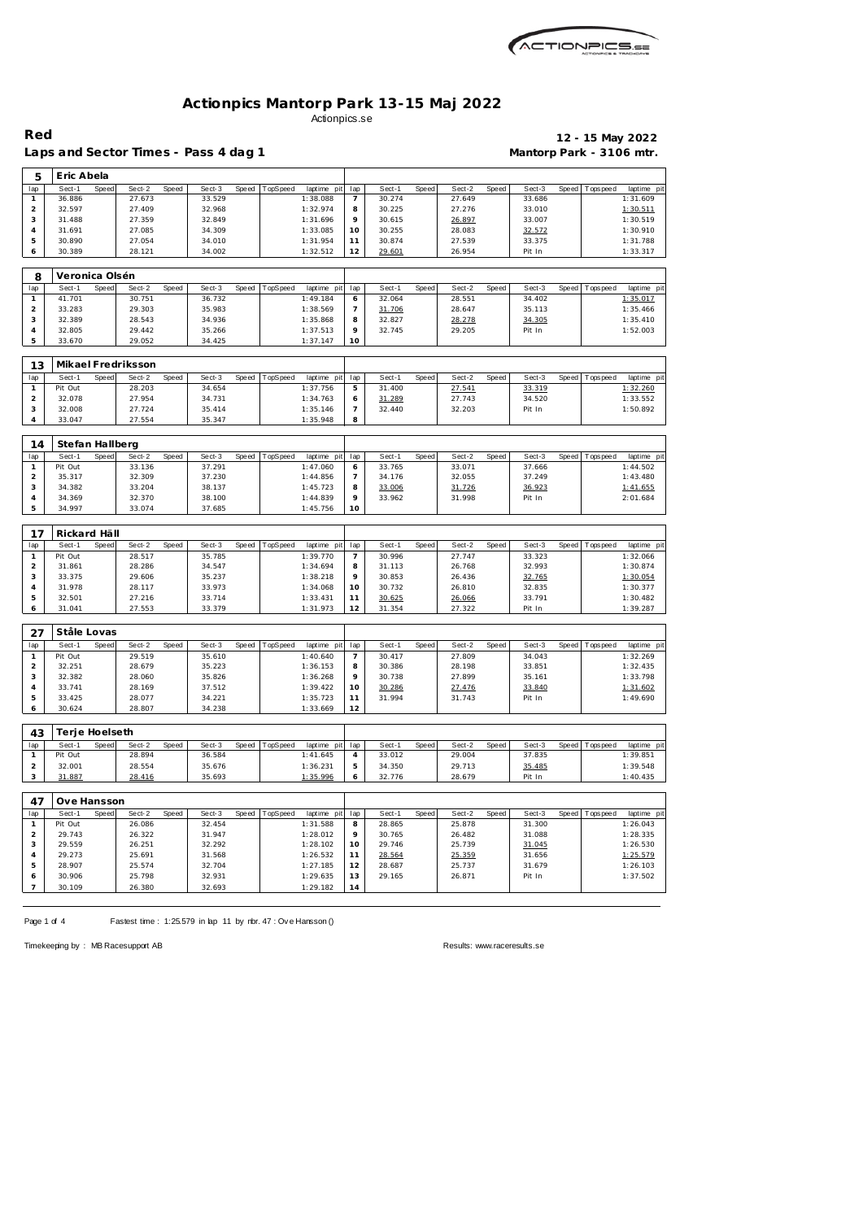# Actionpics Mantorp Park 13-15 Maj 2022

Actionpics.se

**Red** — **12 - 15 May 2022**

**Laps and Sector Times - Pass 4 dag 1** — **Mantorp Park - 3106 mtr.**

### 5 Eric Abela

| lap | Sect-1 | Speed | Sect-2 | Speed | Sect-3 | Speed | TopSpeed | laptime pit | lap | Sect-1 | Speed | Sect-2 | Speed | Sect-3 | Speed | Topspeed | laptime pit |
|---|---|---|---|---|---|---|---|---|---|---|---|---|---|---|---|---|---|
| 1 | 36.886 | | 27.673 | | 33.529 | | | 1:38.088 | 7 | 30.274 | | 27.649 | | 33.686 | | | 1:31.609 |
| 2 | 32.597 | | 27.409 | | 32.968 | | | 1:32.974 | 8 | 30.225 | | 27.276 | | 33.010 | | | 1:30.511 |
| 3 | 31.488 | | 27.359 | | 32.849 | | | 1:31.696 | 9 | 30.615 | | 26.897 | | 33.007 | | | 1:30.519 |
| 4 | 31.691 | | 27.085 | | 34.309 | | | 1:33.085 | 10 | 30.255 | | 28.083 | | 32.572 | | | 1:30.910 |
| 5 | 30.890 | | 27.054 | | 34.010 | | | 1:31.954 | 11 | 30.874 | | 27.539 | | 33.375 | | | 1:31.788 |
| 6 | 30.389 | | 28.121 | | 34.002 | | | 1:32.512 | 12 | 29.601 | | 26.954 | | Pit In | | | 1:33.317 |

### 8 Veronica Olsén

| lap | Sect-1 | Speed | Sect-2 | Speed | Sect-3 | Speed | TopSpeed | laptime pit | lap | Sect-1 | Speed | Sect-2 | Speed | Sect-3 | Speed | Topspeed | laptime pit |
|---|---|---|---|---|---|---|---|---|---|---|---|---|---|---|---|---|---|
| 1 | 41.701 | | 30.751 | | 36.732 | | | 1:49.184 | 6 | 32.064 | | 28.551 | | 34.402 | | | 1:35.017 |
| 2 | 33.283 | | 29.303 | | 35.983 | | | 1:38.569 | 7 | 31.706 | | 28.647 | | 35.113 | | | 1:35.466 |
| 3 | 32.389 | | 28.543 | | 34.936 | | | 1:35.868 | 8 | 32.827 | | 28.278 | | 34.305 | | | 1:35.410 |
| 4 | 32.805 | | 29.442 | | 35.266 | | | 1:37.513 | 9 | 32.745 | | 29.205 | | Pit In | | | 1:52.003 |
| 5 | 33.670 | | 29.052 | | 34.425 | | | 1:37.147 | 10 | | | | | | | | |

### 13 Mikael Fredriksson

| lap | Sect-1 | Speed | Sect-2 | Speed | Sect-3 | Speed | TopSpeed | laptime pit | lap | Sect-1 | Speed | Sect-2 | Speed | Sect-3 | Speed | Topspeed | laptime pit |
|---|---|---|---|---|---|---|---|---|---|---|---|---|---|---|---|---|---|
| 1 | Pit Out | | 28.203 | | 34.654 | | | 1:37.756 | 5 | 31.400 | | 27.541 | | 33.319 | | | 1:32.260 |
| 2 | 32.078 | | 27.954 | | 34.731 | | | 1:34.763 | 6 | 31.289 | | 27.743 | | 34.520 | | | 1:33.552 |
| 3 | 32.008 | | 27.724 | | 35.414 | | | 1:35.146 | 7 | 32.440 | | 32.203 | | Pit In | | | 1:50.892 |
| 4 | 33.047 | | 27.554 | | 35.347 | | | 1:35.948 | 8 | | | | | | | | |

### 14 Stefan Hallberg

| lap | Sect-1 | Speed | Sect-2 | Speed | Sect-3 | Speed | TopSpeed | laptime pit | lap | Sect-1 | Speed | Sect-2 | Speed | Sect-3 | Speed | Topspeed | laptime pit |
|---|---|---|---|---|---|---|---|---|---|---|---|---|---|---|---|---|---|
| 1 | Pit Out | | 33.136 | | 37.291 | | | 1:47.060 | 6 | 33.765 | | 33.071 | | 37.666 | | | 1:44.502 |
| 2 | 35.317 | | 32.309 | | 37.230 | | | 1:44.856 | 7 | 34.176 | | 32.055 | | 37.249 | | | 1:43.480 |
| 3 | 34.382 | | 33.204 | | 38.137 | | | 1:45.723 | 8 | 33.006 | | 31.726 | | 36.923 | | | 1:41.655 |
| 4 | 34.369 | | 32.370 | | 38.100 | | | 1:44.839 | 9 | 33.962 | | 31.998 | | Pit In | | | 2:01.684 |
| 5 | 34.997 | | 33.074 | | 37.685 | | | 1:45.756 | 10 | | | | | | | | |

### 17 Rickard Häll

| lap | Sect-1 | Speed | Sect-2 | Speed | Sect-3 | Speed | TopSpeed | laptime pit | lap | Sect-1 | Speed | Sect-2 | Speed | Sect-3 | Speed | Topspeed | laptime pit |
|---|---|---|---|---|---|---|---|---|---|---|---|---|---|---|---|---|---|
| 1 | Pit Out | | 28.517 | | 35.785 | | | 1:39.770 | 7 | 30.996 | | 27.747 | | 33.323 | | | 1:32.066 |
| 2 | 31.861 | | 28.286 | | 34.547 | | | 1:34.694 | 8 | 31.113 | | 26.768 | | 32.993 | | | 1:30.874 |
| 3 | 33.375 | | 29.606 | | 35.237 | | | 1:38.218 | 9 | 30.853 | | 26.436 | | 32.765 | | | 1:30.054 |
| 4 | 31.978 | | 28.117 | | 33.973 | | | 1:34.068 | 10 | 30.732 | | 26.810 | | 32.835 | | | 1:30.377 |
| 5 | 32.501 | | 27.216 | | 33.714 | | | 1:33.431 | 11 | 30.625 | | 26.066 | | 33.791 | | | 1:30.482 |
| 6 | 31.041 | | 27.553 | | 33.379 | | | 1:31.973 | 12 | 31.354 | | 27.322 | | Pit In | | | 1:39.287 |

### 27 Ståle Lovas

| lap | Sect-1 | Speed | Sect-2 | Speed | Sect-3 | Speed | TopSpeed | laptime pit | lap | Sect-1 | Speed | Sect-2 | Speed | Sect-3 | Speed | Topspeed | laptime pit |
|---|---|---|---|---|---|---|---|---|---|---|---|---|---|---|---|---|---|
| 1 | Pit Out | | 29.519 | | 35.610 | | | 1:40.640 | 7 | 30.417 | | 27.809 | | 34.043 | | | 1:32.269 |
| 2 | 32.251 | | 28.679 | | 35.223 | | | 1:36.153 | 8 | 30.386 | | 28.198 | | 33.851 | | | 1:32.435 |
| 3 | 32.382 | | 28.060 | | 35.826 | | | 1:36.268 | 9 | 30.738 | | 27.899 | | 35.161 | | | 1:33.798 |
| 4 | 33.741 | | 28.169 | | 37.512 | | | 1:39.422 | 10 | 30.286 | | 27.476 | | 33.840 | | | 1:31.602 |
| 5 | 33.425 | | 28.077 | | 34.221 | | | 1:35.723 | 11 | 31.994 | | 31.743 | | Pit In | | | 1:49.690 |
| 6 | 30.624 | | 28.807 | | 34.238 | | | 1:33.669 | 12 | | | | | | | | |

### 43 Terje Hoelseth

| lap | Sect-1 | Speed | Sect-2 | Speed | Sect-3 | Speed | TopSpeed | laptime pit | lap | Sect-1 | Speed | Sect-2 | Speed | Sect-3 | Speed | Topspeed | laptime pit |
|---|---|---|---|---|---|---|---|---|---|---|---|---|---|---|---|---|---|
| 1 | Pit Out | | 28.894 | | 36.584 | | | 1:41.645 | 4 | 33.012 | | 29.004 | | 37.835 | | | 1:39.851 |
| 2 | 32.001 | | 28.554 | | 35.676 | | | 1:36.231 | 5 | 34.350 | | 29.713 | | 35.485 | | | 1:39.548 |
| 3 | 31.887 | | 28.416 | | 35.693 | | | 1:35.996 | 6 | 32.776 | | 28.679 | | Pit In | | | 1:40.435 |

### 47 Ove Hansson

| lap | Sect-1 | Speed | Sect-2 | Speed | Sect-3 | Speed | TopSpeed | laptime pit | lap | Sect-1 | Speed | Sect-2 | Speed | Sect-3 | Speed | Topspeed | laptime pit |
|---|---|---|---|---|---|---|---|---|---|---|---|---|---|---|---|---|---|
| 1 | Pit Out | | 26.086 | | 32.454 | | | 1:31.588 | 8 | 28.865 | | 25.878 | | 31.300 | | | 1:26.043 |
| 2 | 29.743 | | 26.322 | | 31.947 | | | 1:28.012 | 9 | 30.765 | | 26.482 | | 31.088 | | | 1:28.335 |
| 3 | 29.559 | | 26.251 | | 32.292 | | | 1:28.102 | 10 | 29.746 | | 25.739 | | 31.045 | | | 1:26.530 |
| 4 | 29.273 | | 25.691 | | 31.568 | | | 1:26.532 | 11 | 28.564 | | 25.359 | | 31.656 | | | 1:25.579 |
| 5 | 28.907 | | 25.574 | | 32.704 | | | 1:27.185 | 12 | 28.687 | | 25.737 | | 31.679 | | | 1:26.103 |
| 6 | 30.906 | | 25.798 | | 32.931 | | | 1:29.635 | 13 | 29.165 | | 26.871 | | Pit In | | | 1:37.502 |
| 7 | 30.109 | | 26.380 | | 32.693 | | | 1:29.182 | 14 | | | | | | | | |

Fastest time : 1:25.579 in lap 11 by nbr. 47 : Ove Hansson ()

Timekeeping by : MB Racesupport AB — Results: www.raceresults.se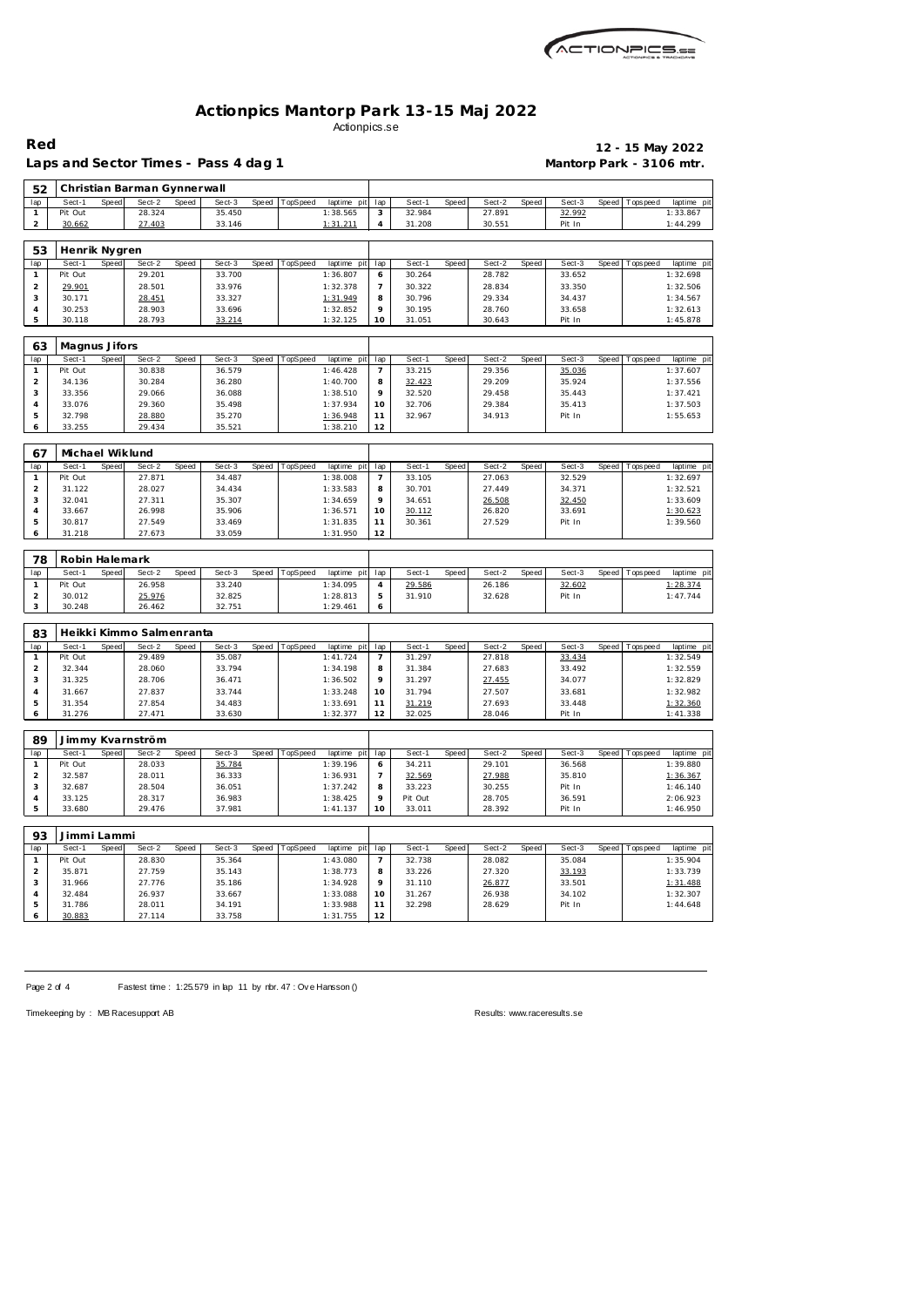# Actionpics Mantorp Park 13-15 Maj 2022

Actionpics.se

**Red** — **12 - 15 May 2022**

**Laps and Sector Times - Pass 4 dag 1** — **Mantorp Park - 3106 mtr.**

### 52 Christian Barman Gynnerwall

| lap | Sect-1 | Speed | Sect-2 | Speed | Sect-3 | Speed | TopSpeed | laptime pit | lap | Sect-1 | Speed | Sect-2 | Speed | Sect-3 | Speed | Topspeed | laptime pit |
|---|---|---|---|---|---|---|---|---|---|---|---|---|---|---|---|---|---|
| 1 | Pit Out | | 28.324 | | 35.450 | | | 1:38.565 | 3 | 32.984 | | 27.891 | | 32.992 | | | 1:33.867 |
| 2 | 30.662 | | 27.403 | | 33.146 | | | 1:31.211 | 4 | 31.208 | | 30.551 | | Pit In | | | 1:44.299 |

### 53 Henrik Nygren

| lap | Sect-1 | Speed | Sect-2 | Speed | Sect-3 | Speed | TopSpeed | laptime pit | lap | Sect-1 | Speed | Sect-2 | Speed | Sect-3 | Speed | Topspeed | laptime pit |
|---|---|---|---|---|---|---|---|---|---|---|---|---|---|---|---|---|---|
| 1 | Pit Out | | 29.201 | | 33.700 | | | 1:36.807 | 6 | 30.264 | | 28.782 | | 33.652 | | | 1:32.698 |
| 2 | 29.901 | | 28.501 | | 33.976 | | | 1:32.378 | 7 | 30.322 | | 28.834 | | 33.350 | | | 1:32.506 |
| 3 | 30.171 | | 28.451 | | 33.327 | | | 1:31.949 | 8 | 30.796 | | 29.334 | | 34.437 | | | 1:34.567 |
| 4 | 30.253 | | 28.903 | | 33.696 | | | 1:32.852 | 9 | 30.195 | | 28.760 | | 33.658 | | | 1:32.613 |
| 5 | 30.118 | | 28.793 | | 33.214 | | | 1:32.125 | 10 | 31.051 | | 30.643 | | Pit In | | | 1:45.878 |

### 63 Magnus Jifors

| lap | Sect-1 | Speed | Sect-2 | Speed | Sect-3 | Speed | TopSpeed | laptime pit | lap | Sect-1 | Speed | Sect-2 | Speed | Sect-3 | Speed | Topspeed | laptime pit |
|---|---|---|---|---|---|---|---|---|---|---|---|---|---|---|---|---|---|
| 1 | Pit Out | | 30.838 | | 36.579 | | | 1:46.428 | 7 | 33.215 | | 29.356 | | 35.036 | | | 1:37.607 |
| 2 | 34.136 | | 30.284 | | 36.280 | | | 1:40.700 | 8 | 32.423 | | 29.209 | | 35.924 | | | 1:37.556 |
| 3 | 33.356 | | 29.066 | | 36.088 | | | 1:38.510 | 9 | 32.520 | | 29.458 | | 35.443 | | | 1:37.421 |
| 4 | 33.076 | | 29.360 | | 35.498 | | | 1:37.934 | 10 | 32.706 | | 29.384 | | 35.413 | | | 1:37.503 |
| 5 | 32.798 | | 28.880 | | 35.270 | | | 1:36.948 | 11 | 32.967 | | 34.913 | | Pit In | | | 1:55.653 |
| 6 | 33.255 | | 29.434 | | 35.521 | | | 1:38.210 | 12 | | | | | | | | |

### 67 Michael Wiklund

| lap | Sect-1 | Speed | Sect-2 | Speed | Sect-3 | Speed | TopSpeed | laptime pit | lap | Sect-1 | Speed | Sect-2 | Speed | Sect-3 | Speed | Topspeed | laptime pit |
|---|---|---|---|---|---|---|---|---|---|---|---|---|---|---|---|---|---|
| 1 | Pit Out | | 27.871 | | 34.487 | | | 1:38.008 | 7 | 33.105 | | 27.063 | | 32.529 | | | 1:32.697 |
| 2 | 31.122 | | 28.027 | | 34.434 | | | 1:33.583 | 8 | 30.701 | | 27.449 | | 34.371 | | | 1:32.521 |
| 3 | 32.041 | | 27.311 | | 35.307 | | | 1:34.659 | 9 | 34.651 | | 26.508 | | 32.450 | | | 1:33.609 |
| 4 | 33.667 | | 26.998 | | 35.906 | | | 1:36.571 | 10 | 30.112 | | 26.820 | | 33.691 | | | 1:30.623 |
| 5 | 30.817 | | 27.549 | | 33.469 | | | 1:31.835 | 11 | 30.361 | | 27.529 | | Pit In | | | 1:39.560 |
| 6 | 31.218 | | 27.673 | | 33.059 | | | 1:31.950 | 12 | | | | | | | | |

### 78 Robin Halemark

| lap | Sect-1 | Speed | Sect-2 | Speed | Sect-3 | Speed | TopSpeed | laptime pit | lap | Sect-1 | Speed | Sect-2 | Speed | Sect-3 | Speed | Topspeed | laptime pit |
|---|---|---|---|---|---|---|---|---|---|---|---|---|---|---|---|---|---|
| 1 | Pit Out | | 26.958 | | 33.240 | | | 1:34.095 | 4 | 29.586 | | 26.186 | | 32.602 | | | 1:28.374 |
| 2 | 30.012 | | 25.976 | | 32.825 | | | 1:28.813 | 5 | 31.910 | | 32.628 | | Pit In | | | 1:47.744 |
| 3 | 30.248 | | 26.462 | | 32.751 | | | 1:29.461 | 6 | | | | | | | | |

### 83 Heikki Kimmo Salmenranta

| lap | Sect-1 | Speed | Sect-2 | Speed | Sect-3 | Speed | TopSpeed | laptime pit | lap | Sect-1 | Speed | Sect-2 | Speed | Sect-3 | Speed | Topspeed | laptime pit |
|---|---|---|---|---|---|---|---|---|---|---|---|---|---|---|---|---|---|
| 1 | Pit Out | | 29.489 | | 35.087 | | | 1:41.724 | 7 | 31.297 | | 27.818 | | 33.434 | | | 1:32.549 |
| 2 | 32.344 | | 28.060 | | 33.794 | | | 1:34.198 | 8 | 31.384 | | 27.683 | | 33.492 | | | 1:32.559 |
| 3 | 31.325 | | 28.706 | | 36.471 | | | 1:36.502 | 9 | 31.297 | | 27.455 | | 34.077 | | | 1:32.829 |
| 4 | 31.667 | | 27.837 | | 33.744 | | | 1:33.248 | 10 | 31.794 | | 27.507 | | 33.681 | | | 1:32.982 |
| 5 | 31.354 | | 27.854 | | 34.483 | | | 1:33.691 | 11 | 31.219 | | 27.693 | | 33.448 | | | 1:32.360 |
| 6 | 31.276 | | 27.471 | | 33.630 | | | 1:32.377 | 12 | 32.025 | | 28.046 | | Pit In | | | 1:41.338 |

### 89 Jimmy Kvarnström

| lap | Sect-1 | Speed | Sect-2 | Speed | Sect-3 | Speed | TopSpeed | laptime pit | lap | Sect-1 | Speed | Sect-2 | Speed | Sect-3 | Speed | Topspeed | laptime pit |
|---|---|---|---|---|---|---|---|---|---|---|---|---|---|---|---|---|---|
| 1 | Pit Out | | 28.033 | | 35.784 | | | 1:39.196 | 6 | 34.211 | | 29.101 | | 36.568 | | | 1:39.880 |
| 2 | 32.587 | | 28.011 | | 36.333 | | | 1:36.931 | 7 | 32.569 | | 27.988 | | 35.810 | | | 1:36.367 |
| 3 | 32.687 | | 28.504 | | 36.051 | | | 1:37.242 | 8 | 33.223 | | 30.255 | | Pit In | | | 1:46.140 |
| 4 | 33.125 | | 28.317 | | 36.983 | | | 1:38.425 | 9 | Pit Out | | 28.705 | | 36.591 | | | 2:06.923 |
| 5 | 33.680 | | 29.476 | | 37.981 | | | 1:41.137 | 10 | 33.011 | | 28.392 | | Pit In | | | 1:46.950 |

### 93 Jimmi Lammi

| lap | Sect-1 | Speed | Sect-2 | Speed | Sect-3 | Speed | TopSpeed | laptime pit | lap | Sect-1 | Speed | Sect-2 | Speed | Sect-3 | Speed | Topspeed | laptime pit |
|---|---|---|---|---|---|---|---|---|---|---|---|---|---|---|---|---|---|
| 1 | Pit Out | | 28.830 | | 35.364 | | | 1:43.080 | 7 | 32.738 | | 28.082 | | 35.084 | | | 1:35.904 |
| 2 | 35.871 | | 27.759 | | 35.143 | | | 1:38.773 | 8 | 33.226 | | 27.320 | | 33.193 | | | 1:33.739 |
| 3 | 31.966 | | 27.776 | | 35.186 | | | 1:34.928 | 9 | 31.110 | | 26.877 | | 33.501 | | | 1:31.488 |
| 4 | 32.484 | | 26.937 | | 33.667 | | | 1:33.088 | 10 | 31.267 | | 26.938 | | 34.102 | | | 1:32.307 |
| 5 | 31.786 | | 28.011 | | 34.191 | | | 1:33.988 | 11 | 32.298 | | 28.629 | | Pit In | | | 1:44.648 |
| 6 | 30.883 | | 27.114 | | 33.758 | | | 1:31.755 | 12 | | | | | | | | |

Fastest time : 1:25.579 in lap 11 by nbr. 47 : Ove Hansson ()

Timekeeping by : MB Racesupport AB

Results: www.raceresults.se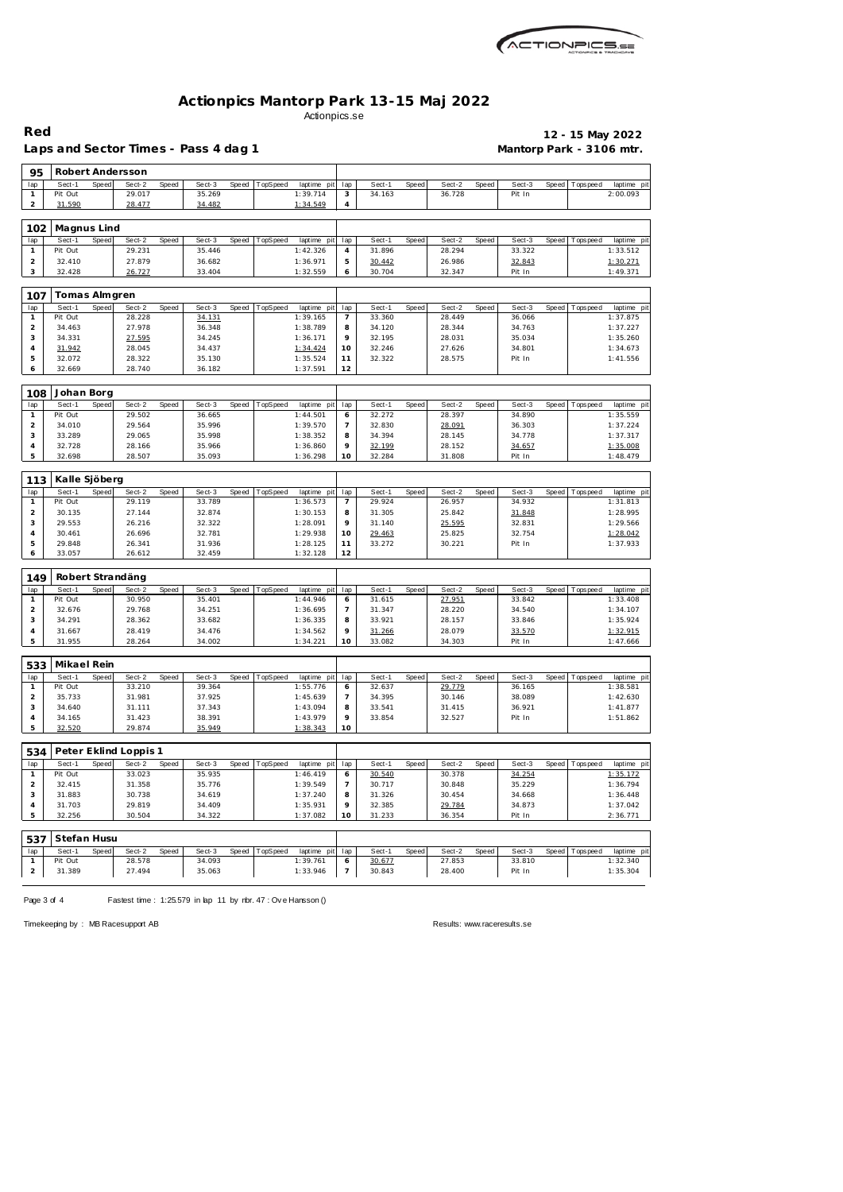# Actionpics Mantorp Park 13-15 Maj 2022

Actionpics.se

**Red** — 12 - 15 May 2022

**Laps and Sector Times - Pass 4 dag 1** — Mantorp Park - 3106 mtr.

## 95 Robert Andersson

| lap | Sect-1 | Speed | Sect-2 | Speed | Sect-3 | Speed | TopSpeed | laptime pit | lap | Sect-1 | Speed | Sect-2 | Speed | Sect-3 | Speed | Topspeed | laptime pit |
|---|---|---|---|---|---|---|---|---|---|---|---|---|---|---|---|---|---|
| 1 | Pit Out | | 29.017 | | 35.269 | | | 1:39.714 | 3 | 34.163 | | 36.728 | | Pit In | | | 2:00.093 |
| 2 | 31.590 | | 28.477 | | 34.482 | | | 1:34.549 | 4 | | | | | | | | |

## 102 Magnus Lind

| lap | Sect-1 | Speed | Sect-2 | Speed | Sect-3 | Speed | TopSpeed | laptime pit | lap | Sect-1 | Speed | Sect-2 | Speed | Sect-3 | Speed | Topspeed | laptime pit |
|---|---|---|---|---|---|---|---|---|---|---|---|---|---|---|---|---|---|
| 1 | Pit Out | | 29.231 | | 35.446 | | | 1:42.326 | 4 | 31.896 | | 28.294 | | 33.322 | | | 1:33.512 |
| 2 | 32.410 | | 27.879 | | 36.682 | | | 1:36.971 | 5 | 30.442 | | 26.986 | | 32.843 | | | 1:30.271 |
| 3 | 32.428 | | 26.727 | | 33.404 | | | 1:32.559 | 6 | 30.704 | | 32.347 | | Pit In | | | 1:49.371 |

## 107 Tomas Almgren

| lap | Sect-1 | Speed | Sect-2 | Speed | Sect-3 | Speed | TopSpeed | laptime pit | lap | Sect-1 | Speed | Sect-2 | Speed | Sect-3 | Speed | Topspeed | laptime pit |
|---|---|---|---|---|---|---|---|---|---|---|---|---|---|---|---|---|---|
| 1 | Pit Out | | 28.228 | | 34.131 | | | 1:39.165 | 7 | 33.360 | | 28.449 | | 36.066 | | | 1:37.875 |
| 2 | 34.463 | | 27.978 | | 36.348 | | | 1:38.789 | 8 | 34.120 | | 28.344 | | 34.763 | | | 1:37.227 |
| 3 | 34.331 | | 27.595 | | 34.245 | | | 1:36.171 | 9 | 32.195 | | 28.031 | | 35.034 | | | 1:35.260 |
| 4 | 31.942 | | 28.045 | | 34.437 | | | 1:34.424 | 10 | 32.246 | | 27.626 | | 34.801 | | | 1:34.673 |
| 5 | 32.072 | | 28.322 | | 35.130 | | | 1:35.524 | 11 | 32.322 | | 28.575 | | Pit In | | | 1:41.556 |
| 6 | 32.669 | | 28.740 | | 36.182 | | | 1:37.591 | 12 | | | | | | | | |

## 108 Johan Borg

| lap | Sect-1 | Speed | Sect-2 | Speed | Sect-3 | Speed | TopSpeed | laptime pit | lap | Sect-1 | Speed | Sect-2 | Speed | Sect-3 | Speed | Topspeed | laptime pit |
|---|---|---|---|---|---|---|---|---|---|---|---|---|---|---|---|---|---|
| 1 | Pit Out | | 29.502 | | 36.665 | | | 1:44.501 | 6 | 32.272 | | 28.397 | | 34.890 | | | 1:35.559 |
| 2 | 34.010 | | 29.564 | | 35.996 | | | 1:39.570 | 7 | 32.830 | | 28.091 | | 36.303 | | | 1:37.224 |
| 3 | 33.289 | | 29.065 | | 35.998 | | | 1:38.352 | 8 | 34.394 | | 28.145 | | 34.778 | | | 1:37.317 |
| 4 | 32.728 | | 28.166 | | 35.966 | | | 1:36.860 | 9 | 32.199 | | 28.152 | | 34.657 | | | 1:35.008 |
| 5 | 32.698 | | 28.507 | | 35.093 | | | 1:36.298 | 10 | 32.284 | | 31.808 | | Pit In | | | 1:48.479 |

## 113 Kalle Sjöberg

| lap | Sect-1 | Speed | Sect-2 | Speed | Sect-3 | Speed | TopSpeed | laptime pit | lap | Sect-1 | Speed | Sect-2 | Speed | Sect-3 | Speed | Topspeed | laptime pit |
|---|---|---|---|---|---|---|---|---|---|---|---|---|---|---|---|---|---|
| 1 | Pit Out | | 29.119 | | 33.789 | | | 1:36.573 | 7 | 29.924 | | 26.957 | | 34.932 | | | 1:31.813 |
| 2 | 30.135 | | 27.144 | | 32.874 | | | 1:30.153 | 8 | 31.305 | | 25.842 | | 31.848 | | | 1:28.995 |
| 3 | 29.553 | | 26.216 | | 32.322 | | | 1:28.091 | 9 | 31.140 | | 25.595 | | 32.831 | | | 1:29.566 |
| 4 | 30.461 | | 26.696 | | 32.781 | | | 1:29.938 | 10 | 29.463 | | 25.825 | | 32.754 | | | 1:28.042 |
| 5 | 29.848 | | 26.341 | | 31.936 | | | 1:28.125 | 11 | 33.272 | | 30.221 | | Pit In | | | 1:37.933 |
| 6 | 33.057 | | 26.612 | | 32.459 | | | 1:32.128 | 12 | | | | | | | | |

## 149 Robert Strandäng

| lap | Sect-1 | Speed | Sect-2 | Speed | Sect-3 | Speed | TopSpeed | laptime pit | lap | Sect-1 | Speed | Sect-2 | Speed | Sect-3 | Speed | Topspeed | laptime pit |
|---|---|---|---|---|---|---|---|---|---|---|---|---|---|---|---|---|---|
| 1 | Pit Out | | 30.950 | | 35.401 | | | 1:44.946 | 6 | 31.615 | | 27.951 | | 33.842 | | | 1:33.408 |
| 2 | 32.676 | | 29.768 | | 34.251 | | | 1:36.695 | 7 | 31.347 | | 28.220 | | 34.540 | | | 1:34.107 |
| 3 | 34.291 | | 28.362 | | 33.682 | | | 1:36.335 | 8 | 33.921 | | 28.157 | | 33.846 | | | 1:35.924 |
| 4 | 31.667 | | 28.419 | | 34.476 | | | 1:34.562 | 9 | 31.266 | | 28.079 | | 33.570 | | | 1:32.915 |
| 5 | 31.955 | | 28.264 | | 34.002 | | | 1:34.221 | 10 | 33.082 | | 34.303 | | Pit In | | | 1:47.666 |

## 533 Mikael Rein

| lap | Sect-1 | Speed | Sect-2 | Speed | Sect-3 | Speed | TopSpeed | laptime pit | lap | Sect-1 | Speed | Sect-2 | Speed | Sect-3 | Speed | Topspeed | laptime pit |
|---|---|---|---|---|---|---|---|---|---|---|---|---|---|---|---|---|---|
| 1 | Pit Out | | 33.210 | | 39.364 | | | 1:55.776 | 6 | 32.637 | | 29.779 | | 36.165 | | | 1:38.581 |
| 2 | 35.733 | | 31.981 | | 37.925 | | | 1:45.639 | 7 | 34.395 | | 30.146 | | 38.089 | | | 1:42.630 |
| 3 | 34.640 | | 31.111 | | 37.343 | | | 1:43.094 | 8 | 33.541 | | 31.415 | | 36.921 | | | 1:41.877 |
| 4 | 34.165 | | 31.423 | | 38.391 | | | 1:43.979 | 9 | 33.854 | | 32.527 | | Pit In | | | 1:51.862 |
| 5 | 32.520 | | 29.874 | | 35.949 | | | 1:38.343 | 10 | | | | | | | | |

## 534 Peter Eklind Loppis 1

| lap | Sect-1 | Speed | Sect-2 | Speed | Sect-3 | Speed | TopSpeed | laptime pit | lap | Sect-1 | Speed | Sect-2 | Speed | Sect-3 | Speed | Topspeed | laptime pit |
|---|---|---|---|---|---|---|---|---|---|---|---|---|---|---|---|---|---|
| 1 | Pit Out | | 33.023 | | 35.935 | | | 1:46.419 | 6 | 30.540 | | 30.378 | | 34.254 | | | 1:35.172 |
| 2 | 32.415 | | 31.358 | | 35.776 | | | 1:39.549 | 7 | 30.717 | | 30.848 | | 35.229 | | | 1:36.794 |
| 3 | 31.883 | | 30.738 | | 34.619 | | | 1:37.240 | 8 | 31.326 | | 30.454 | | 34.668 | | | 1:36.448 |
| 4 | 31.703 | | 29.819 | | 34.409 | | | 1:35.931 | 9 | 32.385 | | 29.784 | | 34.873 | | | 1:37.042 |
| 5 | 32.256 | | 30.504 | | 34.322 | | | 1:37.082 | 10 | 31.233 | | 36.354 | | Pit In | | | 2:36.771 |

## 537 Stefan Husu

| lap | Sect-1 | Speed | Sect-2 | Speed | Sect-3 | Speed | TopSpeed | laptime pit | lap | Sect-1 | Speed | Sect-2 | Speed | Sect-3 | Speed | Topspeed | laptime pit |
|---|---|---|---|---|---|---|---|---|---|---|---|---|---|---|---|---|---|
| 1 | Pit Out | | 28.578 | | 34.093 | | | 1:39.761 | 6 | 30.677 | | 27.853 | | 33.810 | | | 1:32.340 |
| 2 | 31.389 | | 27.494 | | 35.063 | | | 1:33.946 | 7 | 30.843 | | 28.400 | | Pit In | | | 1:35.304 |

Fastest time : 1:25.579 in lap 11 by nbr. 47 : Ove Hansson ()

Timekeeping by : MB Racesupport AB — Results: www.raceresults.se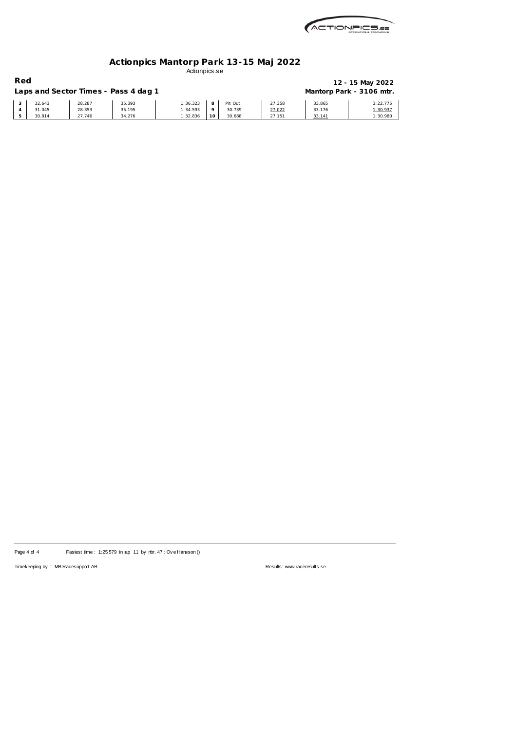# Actionpics Mantorp Park 13-15 Maj 2022

Actionpics.se

**Red** **12 - 15 May 2022**

**Laps and Sector Times - Pass 4 dag 1** **Mantorp Park - 3106 mtr.**

| | | | | | | | | | |
|---|---|---|---|---|---|---|---|---|---|
| 3 | 32.643 | 28.287 | 35.393 | 1:36.323 | 8 | Pit Out | 27.358 | 33.865 | 3:22.775 |
| 4 | 31.045 | 28.353 | 35.195 | 1:34.593 | 9 | 30.739 | 27.022 | 33.176 | 1:30.937 |
| 5 | 30.814 | 27.746 | 34.276 | 1:32.836 | 10 | 30.688 | 27.151 | 33.141 | 1:30.980 |

Fastest time : 1:25.579 in lap 11 by nbr. 47 : Ove Hansson ()

Timekeeping by : MB Racesupport AB

Results: www.raceresults.se